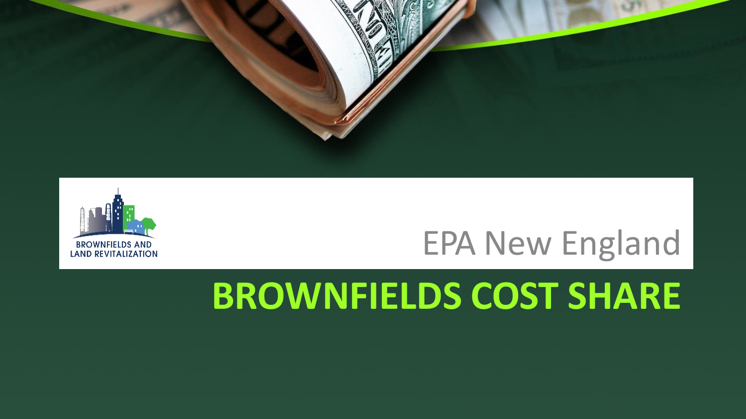BROWNFIELDS AND LAND REVITALIZATION

EPA New England

# BROWNFIELDS COST SHARE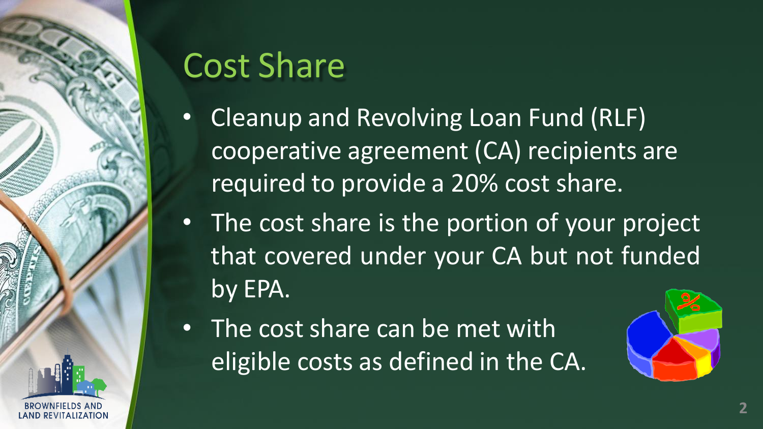# Cost Share

- Cleanup and Revolving Loan Fund (RLF) cooperative agreement (CA) recipients are required to provide a 20% cost share.
- The cost share is the portion of your project that covered under your CA but not funded by EPA.
- The cost share can be met with eligible costs as defined in the CA.

BROWNFIELDS AND LAND REVITALIZATION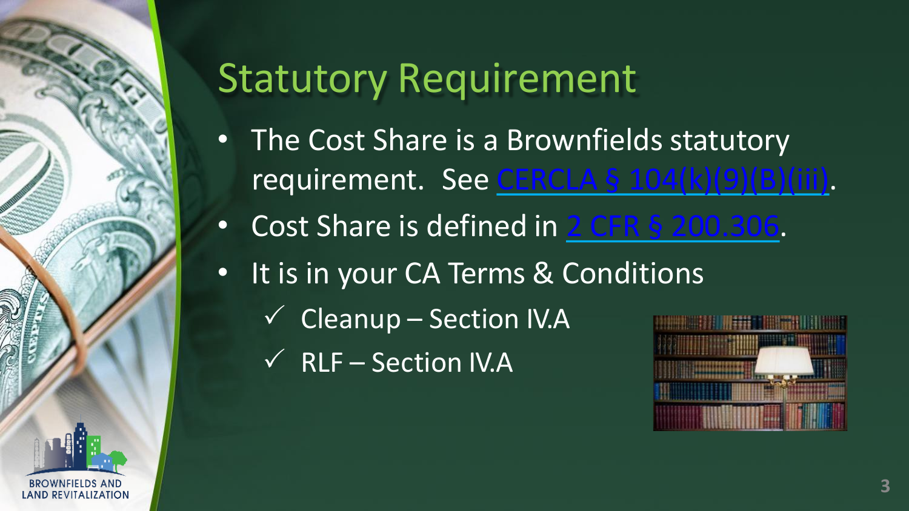# Statutory Requirement

- The Cost Share is a Brownfields statutory requirement. See CERCLA § 104(k)(9)(B)(iii).
- Cost Share is defined in 2 CFR § 200.306.
- It is in your CA Terms & Conditions
  - ✓ Cleanup – Section IV.A
  - ✓ RLF – Section IV.A

BROWNFIELDS AND LAND REVITALIZATION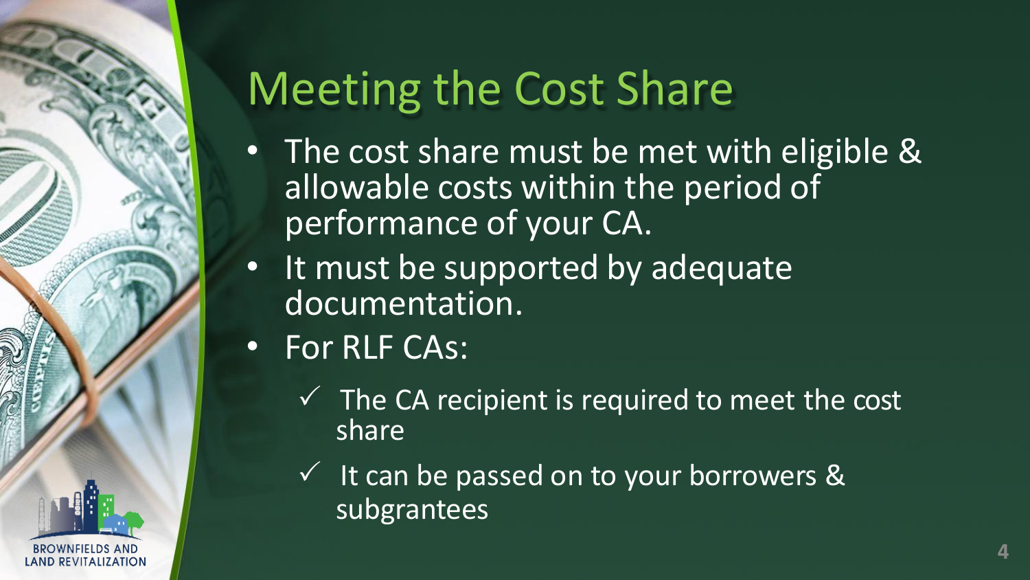# Meeting the Cost Share

- The cost share must be met with eligible & allowable costs within the period of performance of your CA.
- It must be supported by adequate documentation.
- For RLF CAs:
  - ✓ The CA recipient is required to meet the cost share
  - ✓ It can be passed on to your borrowers & subgrantees

BROWNFIELDS AND LAND REVITALIZATION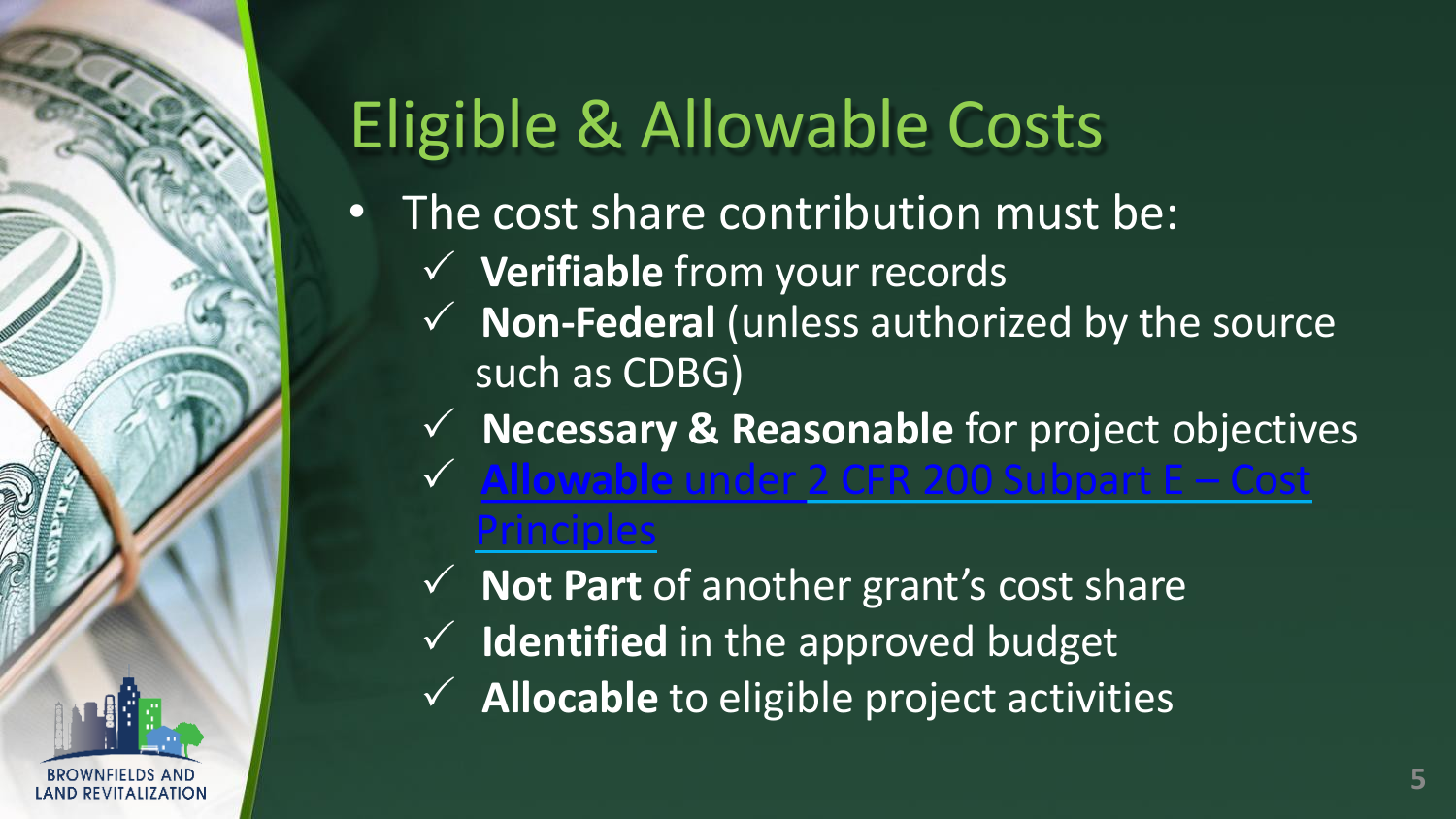# Eligible & Allowable Costs

- The cost share contribution must be:
  - ✓ **Verifiable** from your records
  - ✓ **Non-Federal** (unless authorized by the source such as CDBG)
  - ✓ **Necessary & Reasonable** for project objectives
  - ✓ **Allowable** under 2 CFR 200 Subpart E – Cost Principles
  - ✓ **Not Part** of another grant's cost share
  - ✓ **Identified** in the approved budget
  - ✓ **Allocable** to eligible project activities

BROWNFIELDS AND LAND REVITALIZATION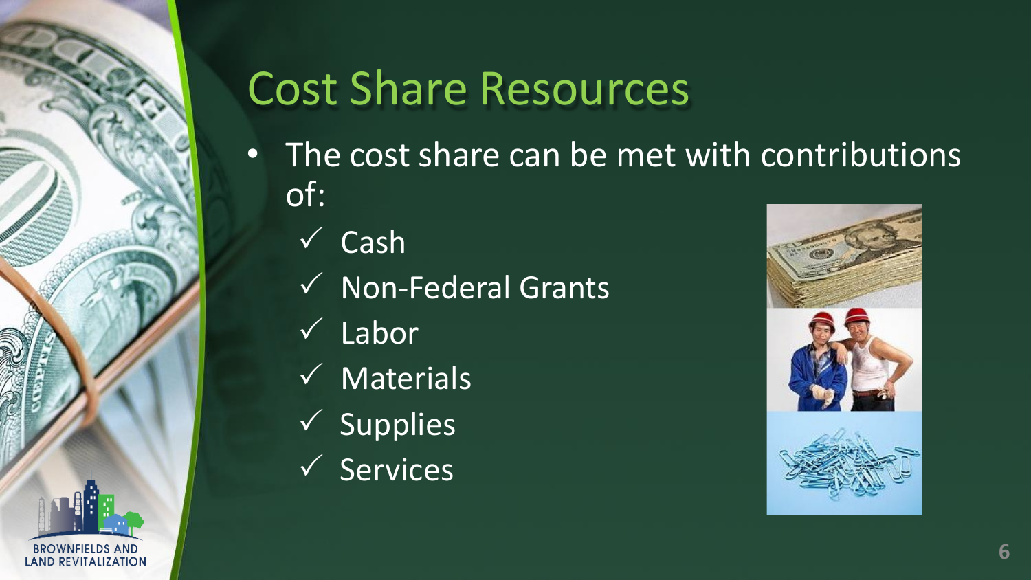# Cost Share Resources

- The cost share can be met with contributions of:
  - ✓ Cash
  - ✓ Non-Federal Grants
  - ✓ Labor
  - ✓ Materials
  - ✓ Supplies
  - ✓ Services

BROWNFIELDS AND LAND REVITALIZATION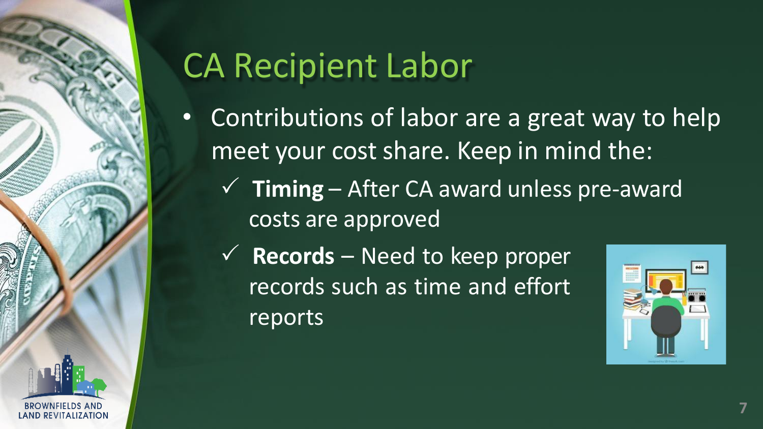# CA Recipient Labor

- Contributions of labor are a great way to help meet your cost share. Keep in mind the:
  - ✓ **Timing** – After CA award unless pre-award costs are approved
  - ✓ **Records** – Need to keep proper records such as time and effort reports

BROWNFIELDS AND LAND REVITALIZATION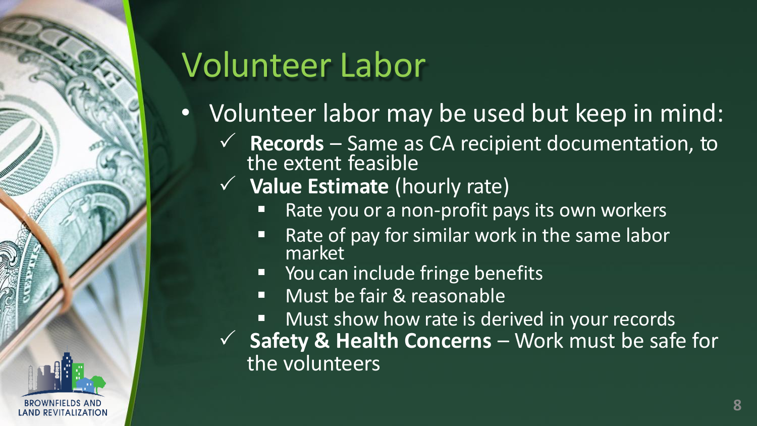# Volunteer Labor

- Volunteer labor may be used but keep in mind:
  - ✓ **Records** – Same as CA recipient documentation, to the extent feasible
  - ✓ **Value Estimate** (hourly rate)
    - Rate you or a non-profit pays its own workers
    - Rate of pay for similar work in the same labor market
    - You can include fringe benefits
    - Must be fair & reasonable
    - Must show how rate is derived in your records
  - ✓ **Safety & Health Concerns** – Work must be safe for the volunteers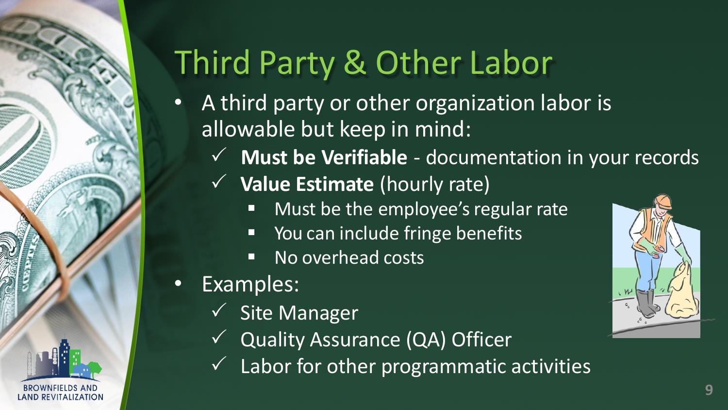# Third Party & Other Labor

- A third party or other organization labor is allowable but keep in mind:
  - ✓ **Must be Verifiable** - documentation in your records
  - ✓ **Value Estimate** (hourly rate)
    - Must be the employee's regular rate
    - You can include fringe benefits
    - No overhead costs
- Examples:
  - ✓ Site Manager
  - ✓ Quality Assurance (QA) Officer
  - ✓ Labor for other programmatic activities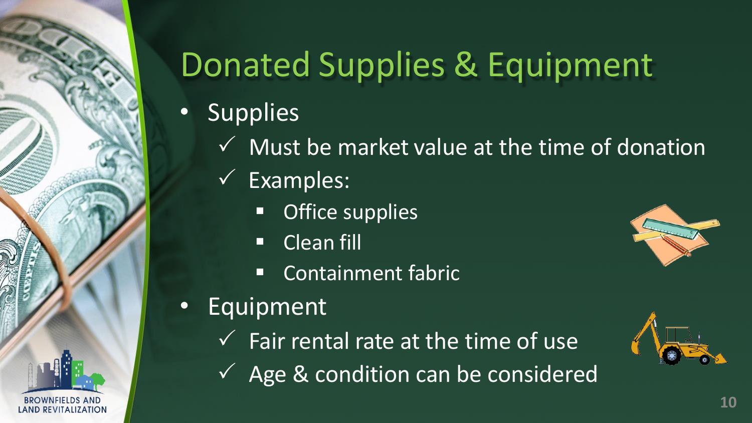# Donated Supplies & Equipment

- Supplies
  - ✓ Must be market value at the time of donation
  - ✓ Examples:
    - Office supplies
    - Clean fill
    - Containment fabric
- Equipment
  - ✓ Fair rental rate at the time of use
  - ✓ Age & condition can be considered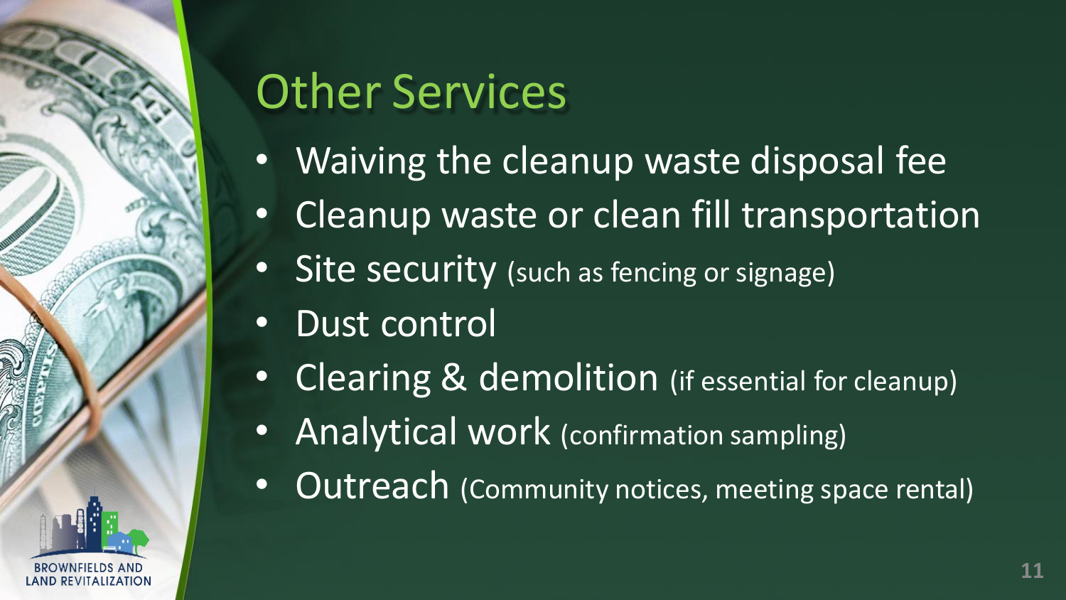# Other Services

- Waiving the cleanup waste disposal fee
- Cleanup waste or clean fill transportation
- Site security (such as fencing or signage)
- Dust control
- Clearing & demolition (if essential for cleanup)
- Analytical work (confirmation sampling)
- Outreach (Community notices, meeting space rental)

BROWNFIELDS AND LAND REVITALIZATION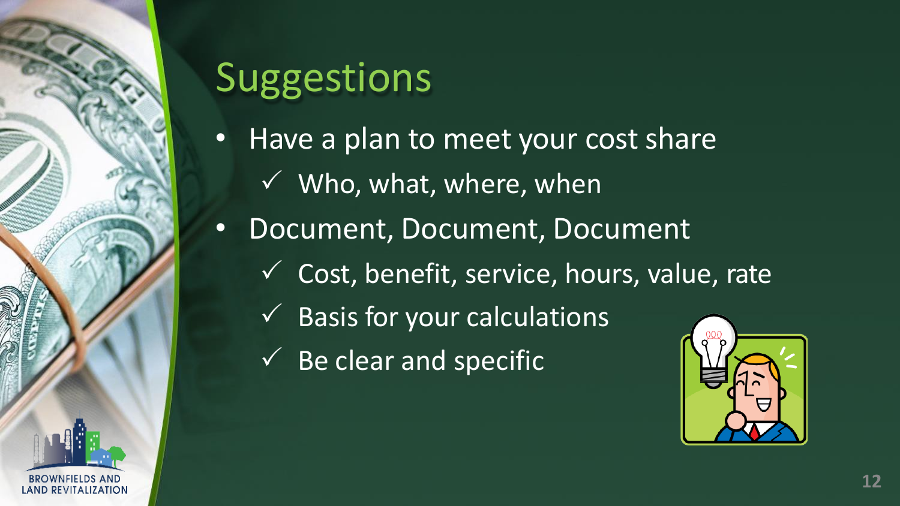# Suggestions

- Have a plan to meet your cost share
  - ✓ Who, what, where, when
- Document, Document, Document
  - ✓ Cost, benefit, service, hours, value, rate
  - ✓ Basis for your calculations
  - ✓ Be clear and specific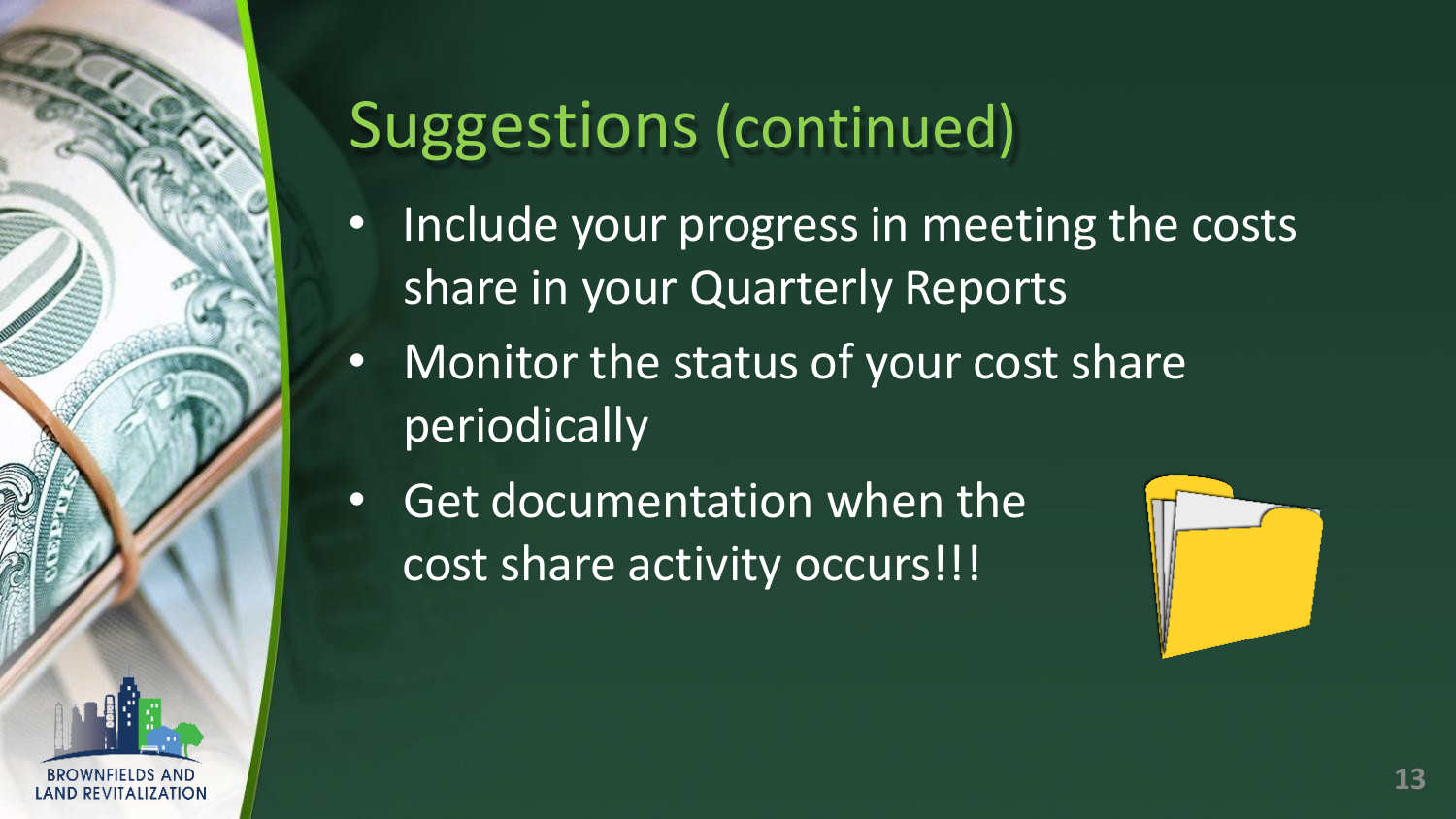# Suggestions (continued)

- Include your progress in meeting the costs share in your Quarterly Reports
- Monitor the status of your cost share periodically
- Get documentation when the cost share activity occurs!!!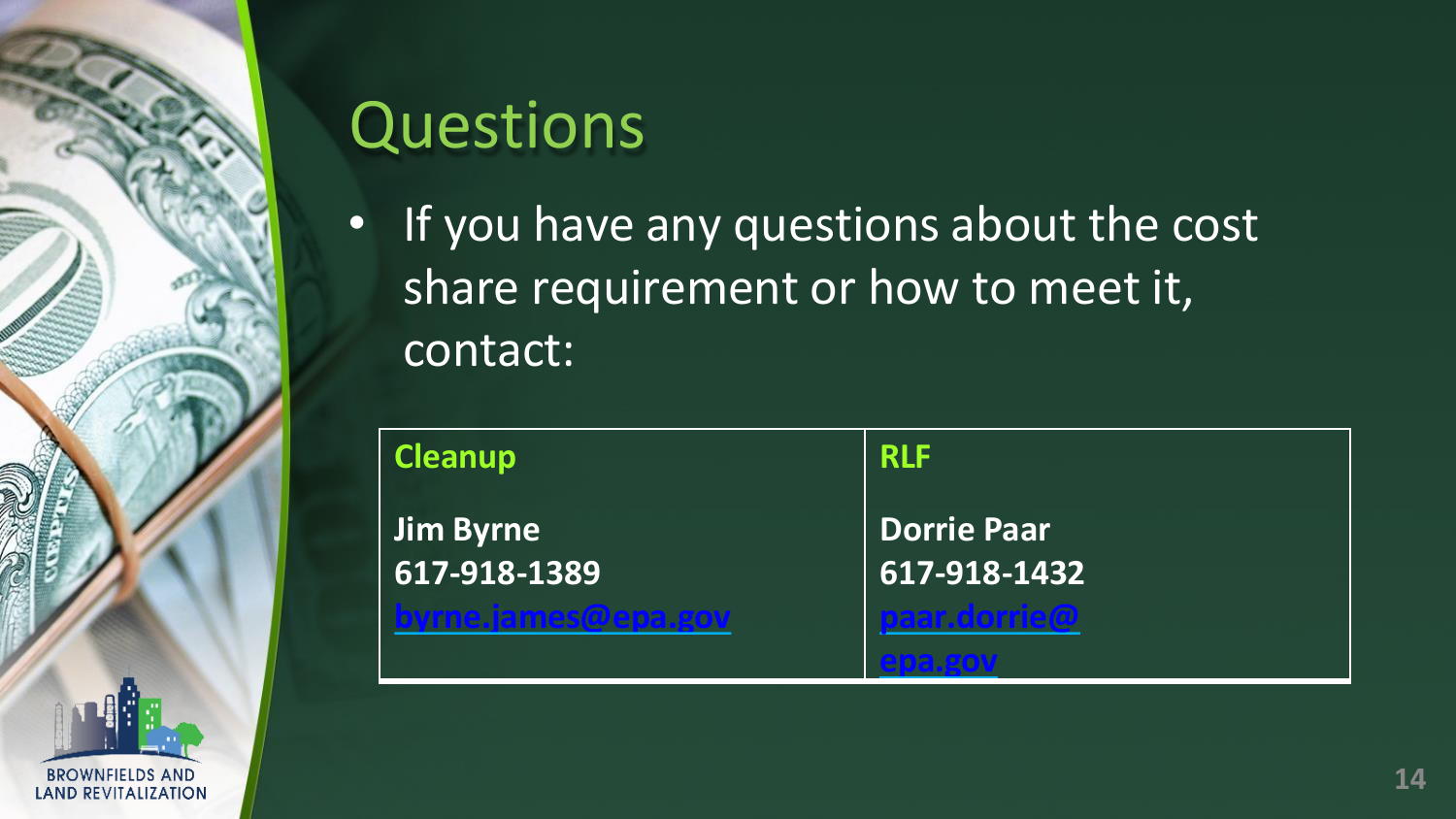# Questions

- If you have any questions about the cost share requirement or how to meet it, contact:

| Cleanup | RLF |
|---|---|
| **Jim Byrne**<br>**617-918-1389**<br>byrne.james@epa.gov | **Dorrie Paar**<br>**617-918-1432**<br>paar.dorrie@epa.gov |